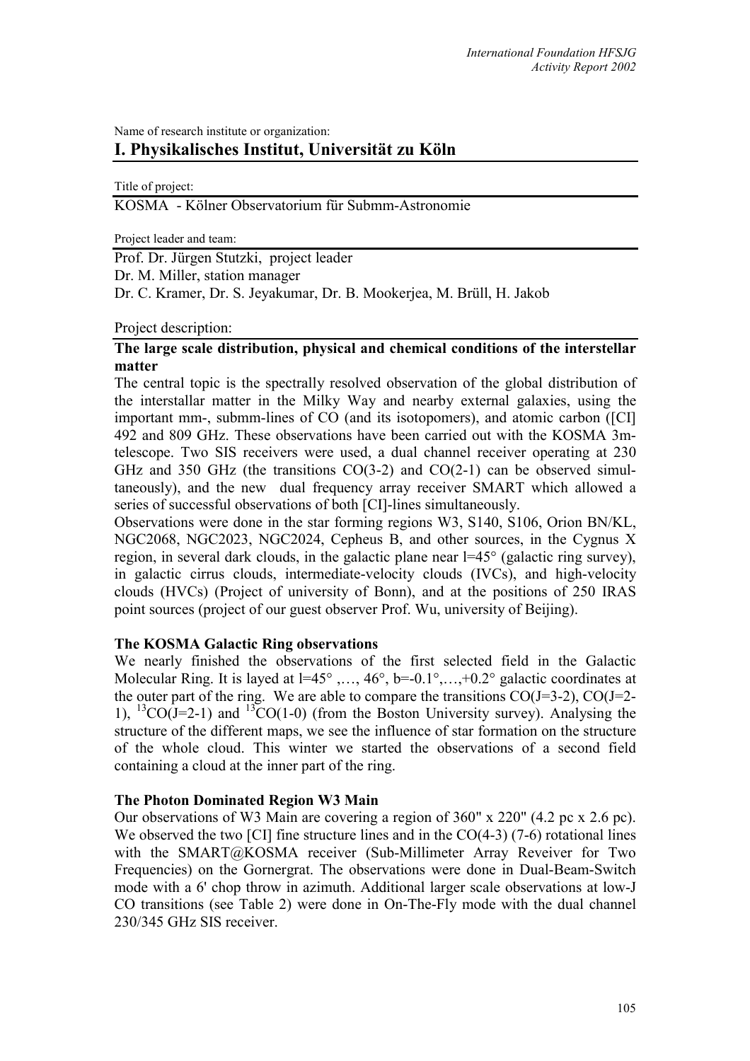Name of research institute or organization:

# I. Physikalisches Institut, Universität zu Köln

Title of project:

KOSMA - Kölner Observatorium für Submm-Astronomie

Project leader and team:

Prof. Dr. Jürgen Stutzki, project leader
Dr. M. Miller, station manager
Dr. C. Kramer, Dr. S. Jeyakumar, Dr. B. Mookerjea, M. Brüll, H. Jakob

Project description:

## The large scale distribution, physical and chemical conditions of the interstellar matter

The central topic is the spectrally resolved observation of the global distribution of the interstallar matter in the Milky Way and nearby external galaxies, using the important mm-, submm-lines of CO (and its isotopomers), and atomic carbon ([CI] 492 and 809 GHz. These observations have been carried out with the KOSMA 3m-telescope. Two SIS receivers were used, a dual channel receiver operating at 230 GHz and 350 GHz (the transitions CO(3-2) and CO(2-1) can be observed simultaneously), and the new dual frequency array receiver SMART which allowed a series of successful observations of both [CI]-lines simultaneously.

Observations were done in the star forming regions W3, S140, S106, Orion BN/KL, NGC2068, NGC2023, NGC2024, Cepheus B, and other sources, in the Cygnus X region, in several dark clouds, in the galactic plane near l=45° (galactic ring survey), in galactic cirrus clouds, intermediate-velocity clouds (IVCs), and high-velocity clouds (HVCs) (Project of university of Bonn), and at the positions of 250 IRAS point sources (project of our guest observer Prof. Wu, university of Beijing).

### The KOSMA Galactic Ring observations

We nearly finished the observations of the first selected field in the Galactic Molecular Ring. It is layed at l=45° ,…, 46°, b=-0.1°,…,+0.2° galactic coordinates at the outer part of the ring. We are able to compare the transitions CO(J=3-2), CO(J=2-1), $^{13}$CO(J=2-1) and $^{13}$CO(1-0) (from the Boston University survey). Analysing the structure of the different maps, we see the influence of star formation on the structure of the whole cloud. This winter we started the observations of a second field containing a cloud at the inner part of the ring.

### The Photon Dominated Region W3 Main

Our observations of W3 Main are covering a region of 360" x 220" (4.2 pc x 2.6 pc). We observed the two [CI] fine structure lines and in the CO(4-3) (7-6) rotational lines with the SMART@KOSMA receiver (Sub-Millimeter Array Reveiver for Two Frequencies) on the Gornergrat. The observations were done in Dual-Beam-Switch mode with a 6' chop throw in azimuth. Additional larger scale observations at low-J CO transitions (see Table 2) were done in On-The-Fly mode with the dual channel 230/345 GHz SIS receiver.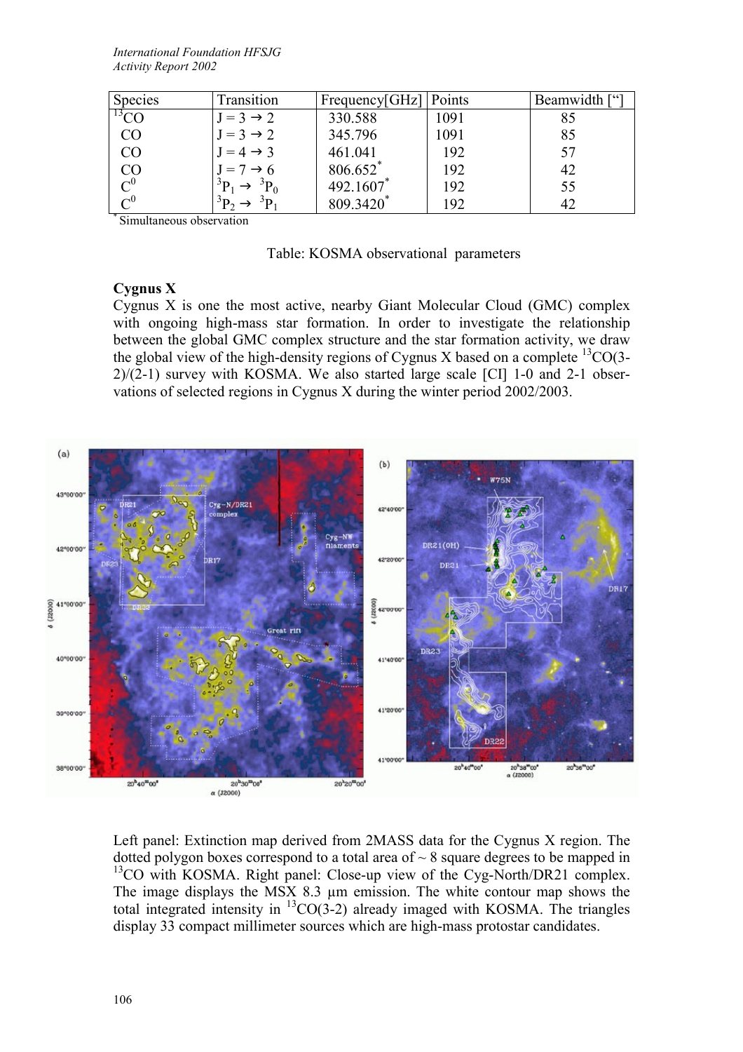| Species | Transition | Frequency[GHz] | Points | Beamwidth ["] |
|---|---|---|---|---|
| $^{13}CO$ | $J = 3 \rightarrow 2$ | 330.588 | 1091 | 85 |
| CO | $J = 3 \rightarrow 2$ | 345.796 | 1091 | 85 |
| CO | $J = 4 \rightarrow 3$ | 461.041 | 192 | 57 |
| CO | $J = 7 \rightarrow 6$ | 806.652* | 192 | 42 |
| $C^0$ | $^3P_1 \rightarrow {}^3P_0$ | 492.1607* | 192 | 55 |
| $C^0$ | $^3P_2 \rightarrow {}^3P_1$ | 809.3420* | 192 | 42 |

* Simultaneous observation

Table: KOSMA observational parameters

**Cygnus X**

Cygnus X is one the most active, nearby Giant Molecular Cloud (GMC) complex with ongoing high-mass star formation. In order to investigate the relationship between the global GMC complex structure and the star formation activity, we draw the global view of the high-density regions of Cygnus X based on a complete $^{13}CO$(3-2)/(2-1) survey with KOSMA. We also started large scale [CI] 1-0 and 2-1 observations of selected regions in Cygnus X during the winter period 2002/2003.

Left panel: Extinction map derived from 2MASS data for the Cygnus X region. The dotted polygon boxes correspond to a total area of ~ 8 square degrees to be mapped in $^{13}CO$ with KOSMA. Right panel: Close-up view of the Cyg-North/DR21 complex. The image displays the MSX 8.3 μm emission. The white contour map shows the total integrated intensity in $^{13}CO$(3-2) already imaged with KOSMA. The triangles display 33 compact millimeter sources which are high-mass protostar candidates.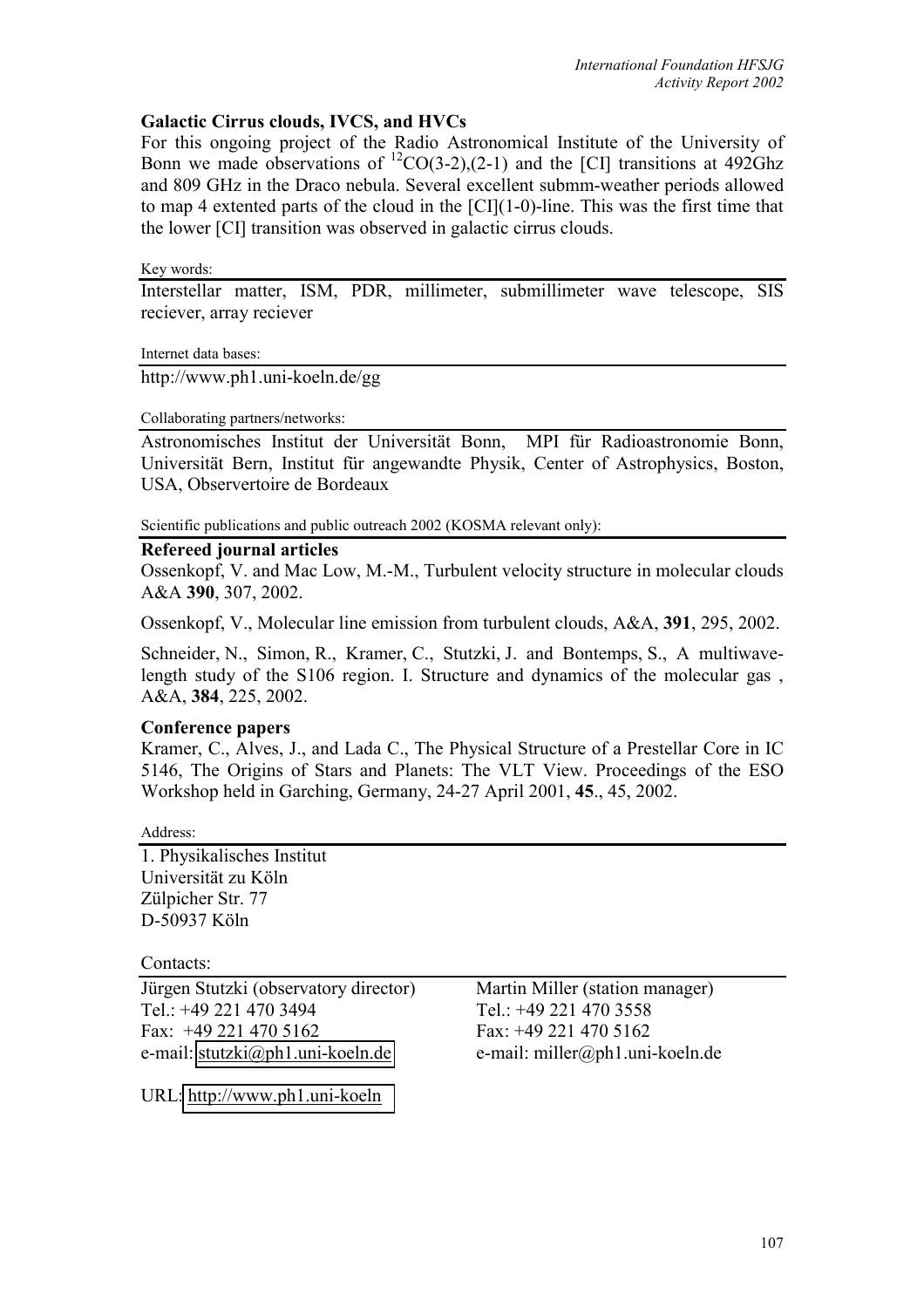### Galactic Cirrus clouds, IVCS, and HVCs

For this ongoing project of the Radio Astronomical Institute of the University of Bonn we made observations of $^{12}CO(3\text{-}2),(2\text{-}1)$ and the [CI] transitions at 492Ghz and 809 GHz in the Draco nebula. Several excellent submm-weather periods allowed to map 4 extented parts of the cloud in the [CI](1-0)-line. This was the first time that the lower [CI] transition was observed in galactic cirrus clouds.

Key words:

Interstellar matter, ISM, PDR, millimeter, submillimeter wave telescope, SIS reciever, array reciever

Internet data bases:

http://www.ph1.uni-koeln.de/gg

Collaborating partners/networks:

Astronomisches Institut der Universität Bonn, MPI für Radioastronomie Bonn, Universität Bern, Institut für angewandte Physik, Center of Astrophysics, Boston, USA, Observertoire de Bordeaux

Scientific publications and public outreach 2002 (KOSMA relevant only):

**Refereed journal articles**

Ossenkopf, V. and Mac Low, M.-M., Turbulent velocity structure in molecular clouds A&A **390**, 307, 2002.

Ossenkopf, V., Molecular line emission from turbulent clouds, A&A, **391**, 295, 2002.

Schneider, N., Simon, R., Kramer, C., Stutzki, J. and Bontemps, S., A multiwave-length study of the S106 region. I. Structure and dynamics of the molecular gas , A&A, **384**, 225, 2002.

**Conference papers**

Kramer, C., Alves, J., and Lada C., The Physical Structure of a Prestellar Core in IC 5146, The Origins of Stars and Planets: The VLT View. Proceedings of the ESO Workshop held in Garching, Germany, 24-27 April 2001, **45**., 45, 2002.

Address:

1. Physikalisches Institut
Universität zu Köln
Zülpicher Str. 77
D-50937 Köln

Contacts:

| Jürgen Stutzki (observatory director) | Martin Miller (station manager) |
|---|---|
| Tel.: +49 221 470 3494 | Tel.: +49 221 470 3558 |
| Fax: +49 221 470 5162 | Fax: +49 221 470 5162 |
| e-mail: stutzki@ph1.uni-koeln.de | e-mail: miller@ph1.uni-koeln.de |

URL: http://www.ph1.uni-koeln